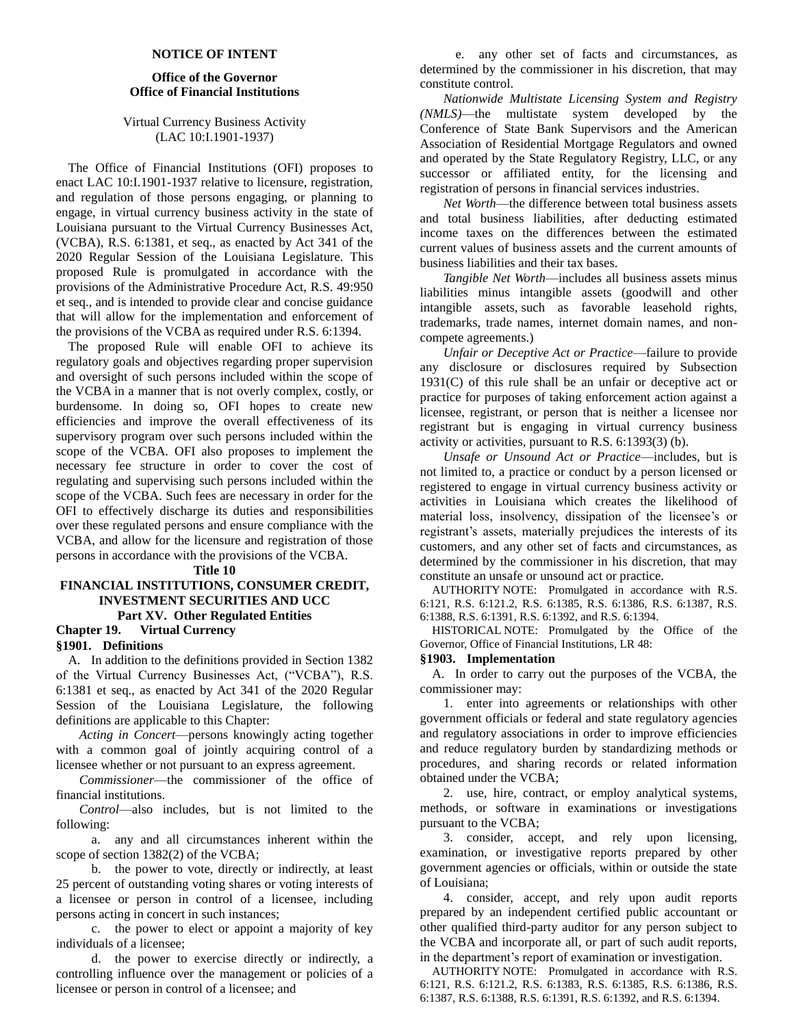**NOTICE OF INTENT**

**Office of the Governor**
**Office of Financial Institutions**

Virtual Currency Business Activity
(LAC 10:I.1901-1937)

The Office of Financial Institutions (OFI) proposes to enact LAC 10:I.1901-1937 relative to licensure, registration, and regulation of those persons engaging, or planning to engage, in virtual currency business activity in the state of Louisiana pursuant to the Virtual Currency Businesses Act, (VCBA), R.S. 6:1381, et seq., as enacted by Act 341 of the 2020 Regular Session of the Louisiana Legislature. This proposed Rule is promulgated in accordance with the provisions of the Administrative Procedure Act, R.S. 49:950 et seq., and is intended to provide clear and concise guidance that will allow for the implementation and enforcement of the provisions of the VCBA as required under R.S. 6:1394.

The proposed Rule will enable OFI to achieve its regulatory goals and objectives regarding proper supervision and oversight of such persons included within the scope of the VCBA in a manner that is not overly complex, costly, or burdensome. In doing so, OFI hopes to create new efficiencies and improve the overall effectiveness of its supervisory program over such persons included within the scope of the VCBA. OFI also proposes to implement the necessary fee structure in order to cover the cost of regulating and supervising such persons included within the scope of the VCBA. Such fees are necessary in order for the OFI to effectively discharge its duties and responsibilities over these regulated persons and ensure compliance with the VCBA, and allow for the licensure and registration of those persons in accordance with the provisions of the VCBA.

**Title 10**
**FINANCIAL INSTITUTIONS, CONSUMER CREDIT, INVESTMENT SECURITIES AND UCC**
**Part XV. Other Regulated Entities**
**Chapter 19. Virtual Currency**

**§1901. Definitions**

A. In addition to the definitions provided in Section 1382 of the Virtual Currency Businesses Act, ("VCBA"), R.S. 6:1381 et seq., as enacted by Act 341 of the 2020 Regular Session of the Louisiana Legislature, the following definitions are applicable to this Chapter:

*Acting in Concert*—persons knowingly acting together with a common goal of jointly acquiring control of a licensee whether or not pursuant to an express agreement.

*Commissioner*—the commissioner of the office of financial institutions.

*Control*—also includes, but is not limited to the following:

a. any and all circumstances inherent within the scope of section 1382(2) of the VCBA;

b. the power to vote, directly or indirectly, at least 25 percent of outstanding voting shares or voting interests of a licensee or person in control of a licensee, including persons acting in concert in such instances;

c. the power to elect or appoint a majority of key individuals of a licensee;

d. the power to exercise directly or indirectly, a controlling influence over the management or policies of a licensee or person in control of a licensee; and

e. any other set of facts and circumstances, as determined by the commissioner in his discretion, that may constitute control.

*Nationwide Multistate Licensing System and Registry (NMLS)*—the multistate system developed by the Conference of State Bank Supervisors and the American Association of Residential Mortgage Regulators and owned and operated by the State Regulatory Registry, LLC, or any successor or affiliated entity, for the licensing and registration of persons in financial services industries.

*Net Worth*—the difference between total business assets and total business liabilities, after deducting estimated income taxes on the differences between the estimated current values of business assets and the current amounts of business liabilities and their tax bases.

*Tangible Net Worth*—includes all business assets minus liabilities minus intangible assets (goodwill and other intangible assets, such as favorable leasehold rights, trademarks, trade names, internet domain names, and non-compete agreements.)

*Unfair or Deceptive Act or Practice*—failure to provide any disclosure or disclosures required by Subsection 1931(C) of this rule shall be an unfair or deceptive act or practice for purposes of taking enforcement action against a licensee, registrant, or person that is neither a licensee nor registrant but is engaging in virtual currency business activity or activities, pursuant to R.S. 6:1393(3) (b).

*Unsafe or Unsound Act or Practice*—includes, but is not limited to, a practice or conduct by a person licensed or registered to engage in virtual currency business activity or activities in Louisiana which creates the likelihood of material loss, insolvency, dissipation of the licensee's or registrant's assets, materially prejudices the interests of its customers, and any other set of facts and circumstances, as determined by the commissioner in his discretion, that may constitute an unsafe or unsound act or practice.

AUTHORITY NOTE: Promulgated in accordance with R.S. 6:121, R.S. 6:121.2, R.S. 6:1385, R.S. 6:1386, R.S. 6:1387, R.S. 6:1388, R.S. 6:1391, R.S. 6:1392, and R.S. 6:1394.

HISTORICAL NOTE: Promulgated by the Office of the Governor, Office of Financial Institutions, LR 48:

**§1903. Implementation**

A. In order to carry out the purposes of the VCBA, the commissioner may:

1. enter into agreements or relationships with other government officials or federal and state regulatory agencies and regulatory associations in order to improve efficiencies and reduce regulatory burden by standardizing methods or procedures, and sharing records or related information obtained under the VCBA;

2. use, hire, contract, or employ analytical systems, methods, or software in examinations or investigations pursuant to the VCBA;

3. consider, accept, and rely upon licensing, examination, or investigative reports prepared by other government agencies or officials, within or outside the state of Louisiana;

4. consider, accept, and rely upon audit reports prepared by an independent certified public accountant or other qualified third-party auditor for any person subject to the VCBA and incorporate all, or part of such audit reports, in the department's report of examination or investigation.

AUTHORITY NOTE: Promulgated in accordance with R.S. 6:121, R.S. 6:121.2, R.S. 6:1383, R.S. 6:1385, R.S. 6:1386, R.S. 6:1387, R.S. 6:1388, R.S. 6:1391, R.S. 6:1392, and R.S. 6:1394.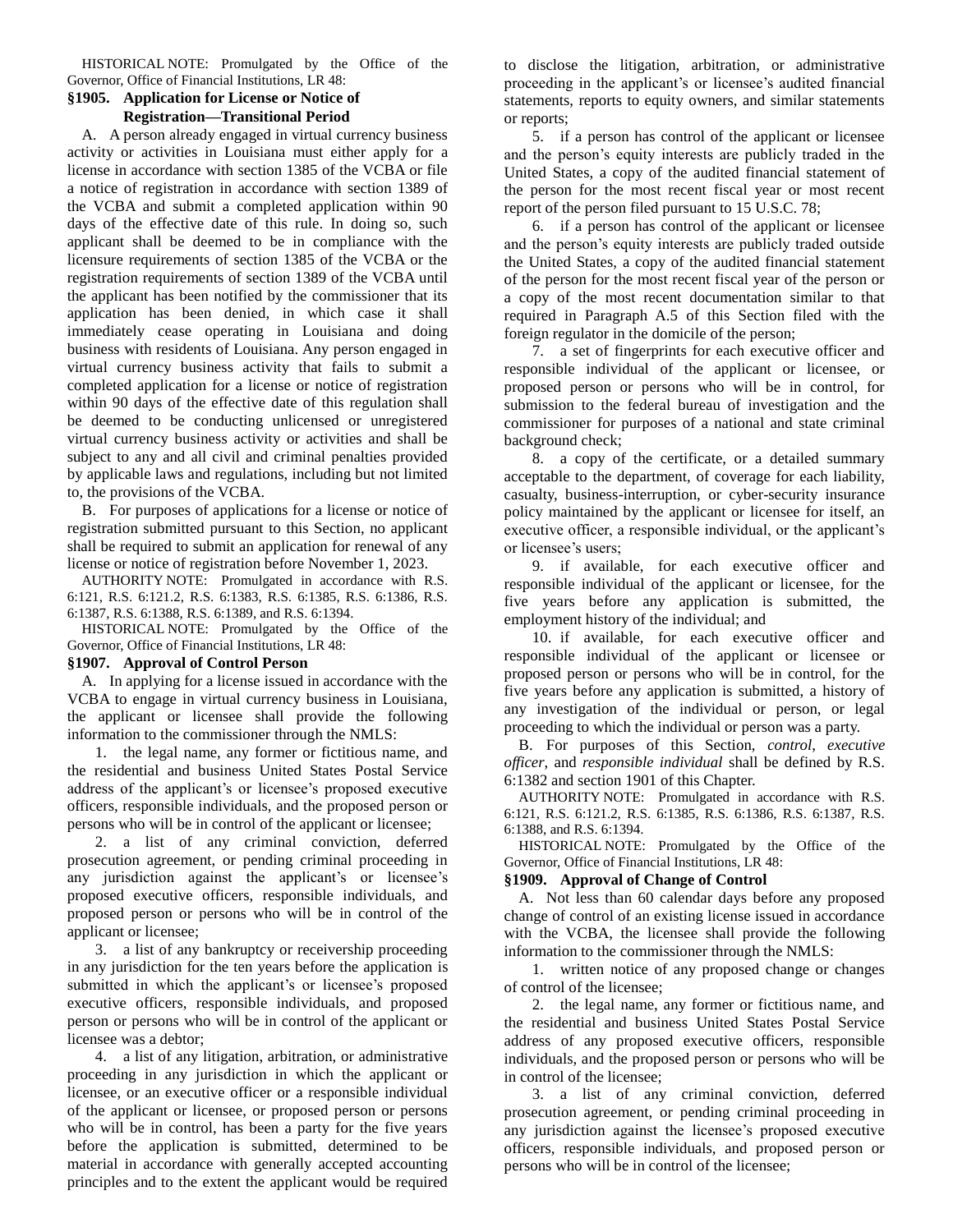HISTORICAL NOTE: Promulgated by the Office of the Governor, Office of Financial Institutions, LR 48:

### §1905. Application for License or Notice of Registration—Transitional Period

A. A person already engaged in virtual currency business activity or activities in Louisiana must either apply for a license in accordance with section 1385 of the VCBA or file a notice of registration in accordance with section 1389 of the VCBA and submit a completed application within 90 days of the effective date of this rule. In doing so, such applicant shall be deemed to be in compliance with the licensure requirements of section 1385 of the VCBA or the registration requirements of section 1389 of the VCBA until the applicant has been notified by the commissioner that its application has been denied, in which case it shall immediately cease operating in Louisiana and doing business with residents of Louisiana. Any person engaged in virtual currency business activity that fails to submit a completed application for a license or notice of registration within 90 days of the effective date of this regulation shall be deemed to be conducting unlicensed or unregistered virtual currency business activity or activities and shall be subject to any and all civil and criminal penalties provided by applicable laws and regulations, including but not limited to, the provisions of the VCBA.

B. For purposes of applications for a license or notice of registration submitted pursuant to this Section, no applicant shall be required to submit an application for renewal of any license or notice of registration before November 1, 2023.

AUTHORITY NOTE: Promulgated in accordance with R.S. 6:121, R.S. 6:121.2, R.S. 6:1383, R.S. 6:1385, R.S. 6:1386, R.S. 6:1387, R.S. 6:1388, R.S. 6:1389, and R.S. 6:1394.

HISTORICAL NOTE: Promulgated by the Office of the Governor, Office of Financial Institutions, LR 48:

### §1907. Approval of Control Person

A. In applying for a license issued in accordance with the VCBA to engage in virtual currency business in Louisiana, the applicant or licensee shall provide the following information to the commissioner through the NMLS:

1. the legal name, any former or fictitious name, and the residential and business United States Postal Service address of the applicant's or licensee's proposed executive officers, responsible individuals, and the proposed person or persons who will be in control of the applicant or licensee;

2. a list of any criminal conviction, deferred prosecution agreement, or pending criminal proceeding in any jurisdiction against the applicant's or licensee's proposed executive officers, responsible individuals, and proposed person or persons who will be in control of the applicant or licensee;

3. a list of any bankruptcy or receivership proceeding in any jurisdiction for the ten years before the application is submitted in which the applicant's or licensee's proposed executive officers, responsible individuals, and proposed person or persons who will be in control of the applicant or licensee was a debtor;

4. a list of any litigation, arbitration, or administrative proceeding in any jurisdiction in which the applicant or licensee, or an executive officer or a responsible individual of the applicant or licensee, or proposed person or persons who will be in control, has been a party for the five years before the application is submitted, determined to be material in accordance with generally accepted accounting principles and to the extent the applicant would be required to disclose the litigation, arbitration, or administrative proceeding in the applicant's or licensee's audited financial statements, reports to equity owners, and similar statements or reports;

5. if a person has control of the applicant or licensee and the person's equity interests are publicly traded in the United States, a copy of the audited financial statement of the person for the most recent fiscal year or most recent report of the person filed pursuant to 15 U.S.C. 78;

6. if a person has control of the applicant or licensee and the person's equity interests are publicly traded outside the United States, a copy of the audited financial statement of the person for the most recent fiscal year of the person or a copy of the most recent documentation similar to that required in Paragraph A.5 of this Section filed with the foreign regulator in the domicile of the person;

7. a set of fingerprints for each executive officer and responsible individual of the applicant or licensee, or proposed person or persons who will be in control, for submission to the federal bureau of investigation and the commissioner for purposes of a national and state criminal background check;

8. a copy of the certificate, or a detailed summary acceptable to the department, of coverage for each liability, casualty, business-interruption, or cyber-security insurance policy maintained by the applicant or licensee for itself, an executive officer, a responsible individual, or the applicant's or licensee's users;

9. if available, for each executive officer and responsible individual of the applicant or licensee, for the five years before any application is submitted, the employment history of the individual; and

10. if available, for each executive officer and responsible individual of the applicant or licensee or proposed person or persons who will be in control, for the five years before any application is submitted, a history of any investigation of the individual or person, or legal proceeding to which the individual or person was a party.

B. For purposes of this Section, *control*, *executive officer*, and *responsible individual* shall be defined by R.S. 6:1382 and section 1901 of this Chapter.

AUTHORITY NOTE: Promulgated in accordance with R.S. 6:121, R.S. 6:121.2, R.S. 6:1385, R.S. 6:1386, R.S. 6:1387, R.S. 6:1388, and R.S. 6:1394.

HISTORICAL NOTE: Promulgated by the Office of the Governor, Office of Financial Institutions, LR 48:

### §1909. Approval of Change of Control

A. Not less than 60 calendar days before any proposed change of control of an existing license issued in accordance with the VCBA, the licensee shall provide the following information to the commissioner through the NMLS:

1. written notice of any proposed change or changes of control of the licensee;

2. the legal name, any former or fictitious name, and the residential and business United States Postal Service address of any proposed executive officers, responsible individuals, and the proposed person or persons who will be in control of the licensee;

3. a list of any criminal conviction, deferred prosecution agreement, or pending criminal proceeding in any jurisdiction against the licensee's proposed executive officers, responsible individuals, and proposed person or persons who will be in control of the licensee;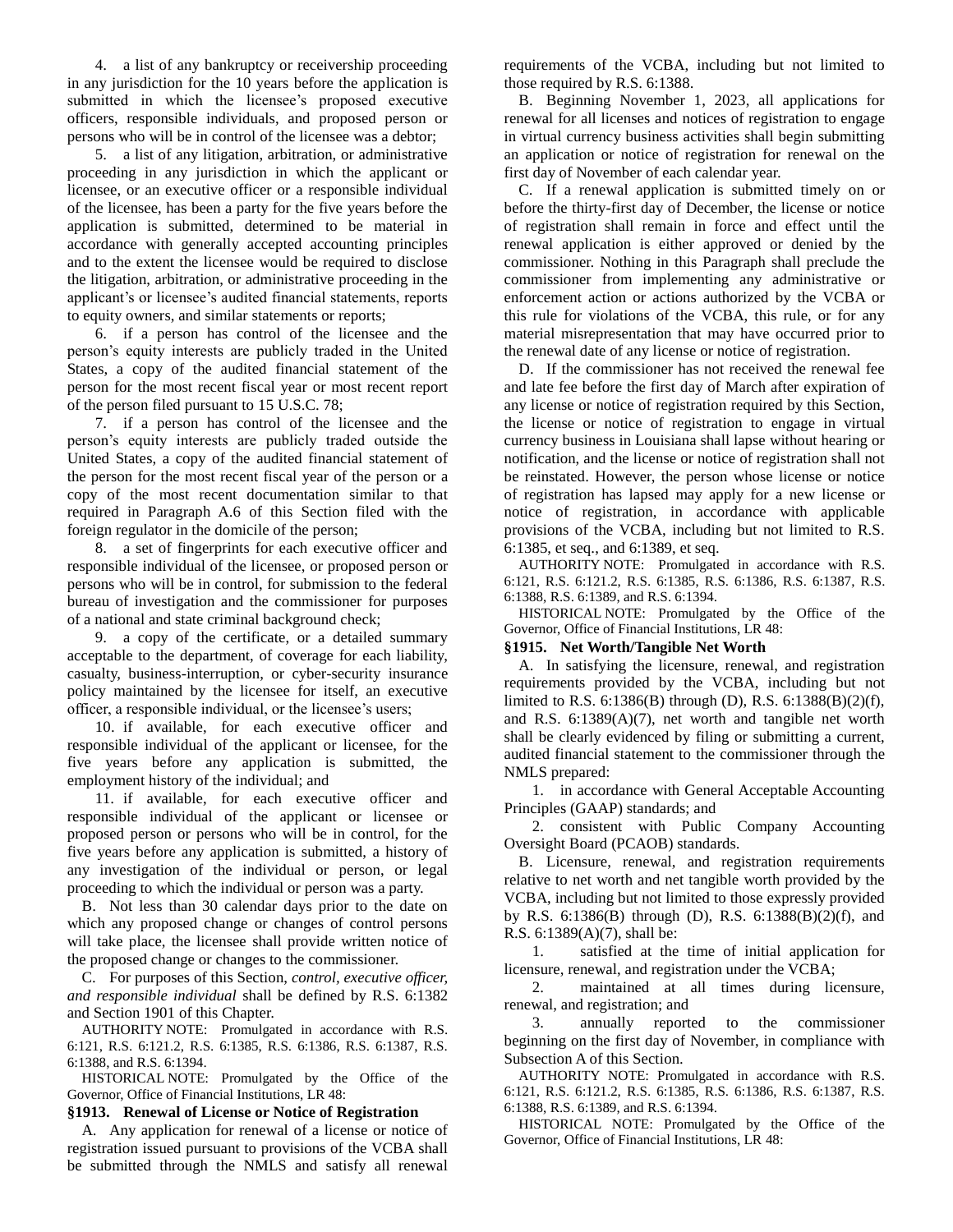4. a list of any bankruptcy or receivership proceeding in any jurisdiction for the 10 years before the application is submitted in which the licensee's proposed executive officers, responsible individuals, and proposed person or persons who will be in control of the licensee was a debtor;

5. a list of any litigation, arbitration, or administrative proceeding in any jurisdiction in which the applicant or licensee, or an executive officer or a responsible individual of the licensee, has been a party for the five years before the application is submitted, determined to be material in accordance with generally accepted accounting principles and to the extent the licensee would be required to disclose the litigation, arbitration, or administrative proceeding in the applicant's or licensee's audited financial statements, reports to equity owners, and similar statements or reports;

6. if a person has control of the licensee and the person's equity interests are publicly traded in the United States, a copy of the audited financial statement of the person for the most recent fiscal year or most recent report of the person filed pursuant to 15 U.S.C. 78;

7. if a person has control of the licensee and the person's equity interests are publicly traded outside the United States, a copy of the audited financial statement of the person for the most recent fiscal year of the person or a copy of the most recent documentation similar to that required in Paragraph A.6 of this Section filed with the foreign regulator in the domicile of the person;

8. a set of fingerprints for each executive officer and responsible individual of the licensee, or proposed person or persons who will be in control, for submission to the federal bureau of investigation and the commissioner for purposes of a national and state criminal background check;

9. a copy of the certificate, or a detailed summary acceptable to the department, of coverage for each liability, casualty, business-interruption, or cyber-security insurance policy maintained by the licensee for itself, an executive officer, a responsible individual, or the licensee's users;

10. if available, for each executive officer and responsible individual of the applicant or licensee, for the five years before any application is submitted, the employment history of the individual; and

11. if available, for each executive officer and responsible individual of the applicant or licensee or proposed person or persons who will be in control, for the five years before any application is submitted, a history of any investigation of the individual or person, or legal proceeding to which the individual or person was a party.

B. Not less than 30 calendar days prior to the date on which any proposed change or changes of control persons will take place, the licensee shall provide written notice of the proposed change or changes to the commissioner.

C. For purposes of this Section, *control, executive officer, and responsible individual* shall be defined by R.S. 6:1382 and Section 1901 of this Chapter.

AUTHORITY NOTE: Promulgated in accordance with R.S. 6:121, R.S. 6:121.2, R.S. 6:1385, R.S. 6:1386, R.S. 6:1387, R.S. 6:1388, and R.S. 6:1394.

HISTORICAL NOTE: Promulgated by the Office of the Governor, Office of Financial Institutions, LR 48:

### §1913. Renewal of License or Notice of Registration

A. Any application for renewal of a license or notice of registration issued pursuant to provisions of the VCBA shall be submitted through the NMLS and satisfy all renewal requirements of the VCBA, including but not limited to those required by R.S. 6:1388.

B. Beginning November 1, 2023, all applications for renewal for all licenses and notices of registration to engage in virtual currency business activities shall begin submitting an application or notice of registration for renewal on the first day of November of each calendar year.

C. If a renewal application is submitted timely on or before the thirty-first day of December, the license or notice of registration shall remain in force and effect until the renewal application is either approved or denied by the commissioner. Nothing in this Paragraph shall preclude the commissioner from implementing any administrative or enforcement action or actions authorized by the VCBA or this rule for violations of the VCBA, this rule, or for any material misrepresentation that may have occurred prior to the renewal date of any license or notice of registration.

D. If the commissioner has not received the renewal fee and late fee before the first day of March after expiration of any license or notice of registration required by this Section, the license or notice of registration to engage in virtual currency business in Louisiana shall lapse without hearing or notification, and the license or notice of registration shall not be reinstated. However, the person whose license or notice of registration has lapsed may apply for a new license or notice of registration, in accordance with applicable provisions of the VCBA, including but not limited to R.S. 6:1385, et seq., and 6:1389, et seq.

AUTHORITY NOTE: Promulgated in accordance with R.S. 6:121, R.S. 6:121.2, R.S. 6:1385, R.S. 6:1386, R.S. 6:1387, R.S. 6:1388, R.S. 6:1389, and R.S. 6:1394.

HISTORICAL NOTE: Promulgated by the Office of the Governor, Office of Financial Institutions, LR 48:

### §1915. Net Worth/Tangible Net Worth

A. In satisfying the licensure, renewal, and registration requirements provided by the VCBA, including but not limited to R.S. 6:1386(B) through (D), R.S. 6:1388(B)(2)(f), and R.S. 6:1389(A)(7), net worth and tangible net worth shall be clearly evidenced by filing or submitting a current, audited financial statement to the commissioner through the NMLS prepared:

1. in accordance with General Acceptable Accounting Principles (GAAP) standards; and

2. consistent with Public Company Accounting Oversight Board (PCAOB) standards.

B. Licensure, renewal, and registration requirements relative to net worth and net tangible worth provided by the VCBA, including but not limited to those expressly provided by R.S. 6:1386(B) through (D), R.S. 6:1388(B)(2)(f), and R.S. 6:1389(A)(7), shall be:

1. satisfied at the time of initial application for licensure, renewal, and registration under the VCBA;

2. maintained at all times during licensure, renewal, and registration; and

3. annually reported to the commissioner beginning on the first day of November, in compliance with Subsection A of this Section.

AUTHORITY NOTE: Promulgated in accordance with R.S. 6:121, R.S. 6:121.2, R.S. 6:1385, R.S. 6:1386, R.S. 6:1387, R.S. 6:1388, R.S. 6:1389, and R.S. 6:1394.

HISTORICAL NOTE: Promulgated by the Office of the Governor, Office of Financial Institutions, LR 48: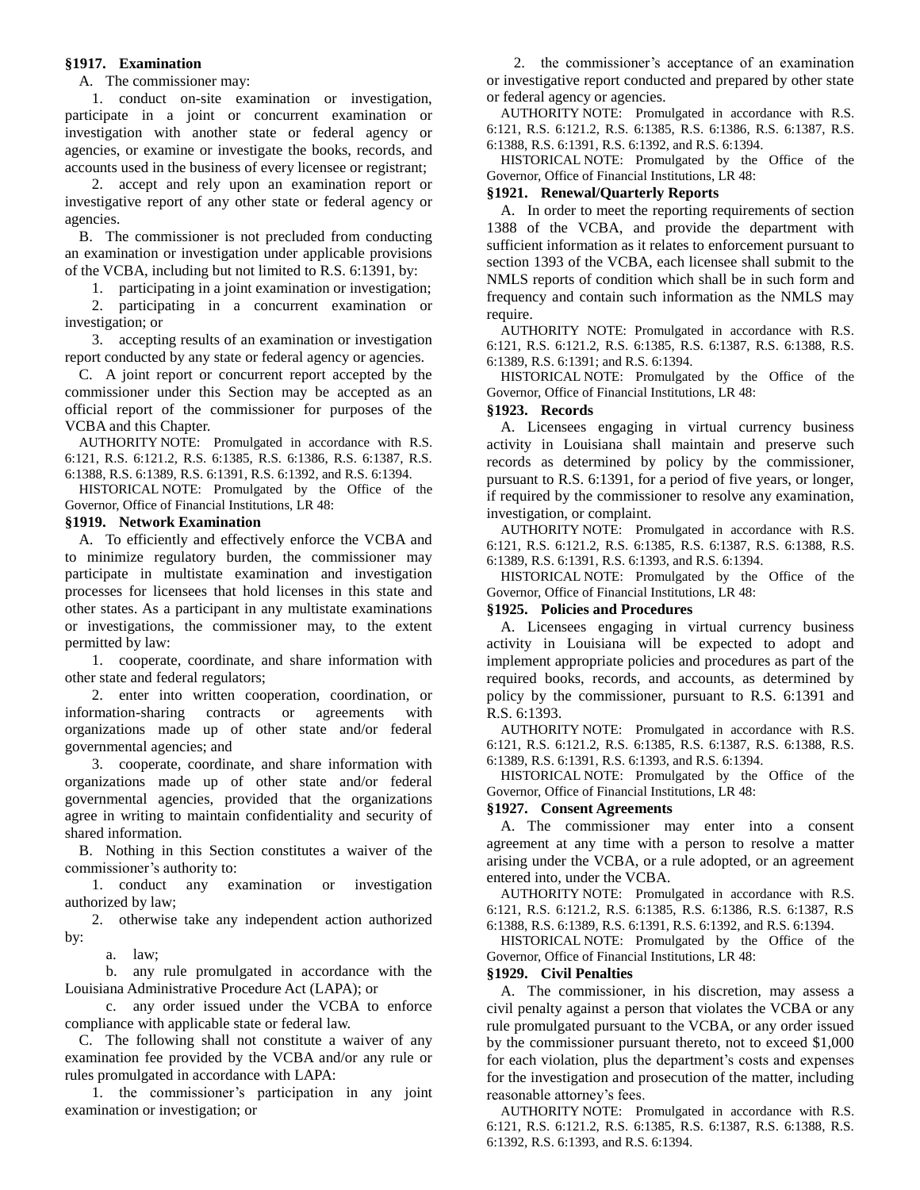### §1917. Examination

A. The commissioner may:

1. conduct on-site examination or investigation, participate in a joint or concurrent examination or investigation with another state or federal agency or agencies, or examine or investigate the books, records, and accounts used in the business of every licensee or registrant;

2. accept and rely upon an examination report or investigative report of any other state or federal agency or agencies.

B. The commissioner is not precluded from conducting an examination or investigation under applicable provisions of the VCBA, including but not limited to R.S. 6:1391, by:

1. participating in a joint examination or investigation;

2. participating in a concurrent examination or investigation; or

3. accepting results of an examination or investigation report conducted by any state or federal agency or agencies.

C. A joint report or concurrent report accepted by the commissioner under this Section may be accepted as an official report of the commissioner for purposes of the VCBA and this Chapter.

AUTHORITY NOTE: Promulgated in accordance with R.S. 6:121, R.S. 6:121.2, R.S. 6:1385, R.S. 6:1386, R.S. 6:1387, R.S. 6:1388, R.S. 6:1389, R.S. 6:1391, R.S. 6:1392, and R.S. 6:1394.

HISTORICAL NOTE: Promulgated by the Office of the Governor, Office of Financial Institutions, LR 48:

### §1919. Network Examination

A. To efficiently and effectively enforce the VCBA and to minimize regulatory burden, the commissioner may participate in multistate examination and investigation processes for licensees that hold licenses in this state and other states. As a participant in any multistate examinations or investigations, the commissioner may, to the extent permitted by law:

1. cooperate, coordinate, and share information with other state and federal regulators;

2. enter into written cooperation, coordination, or information-sharing contracts or agreements with organizations made up of other state and/or federal governmental agencies; and

3. cooperate, coordinate, and share information with organizations made up of other state and/or federal governmental agencies, provided that the organizations agree in writing to maintain confidentiality and security of shared information.

B. Nothing in this Section constitutes a waiver of the commissioner's authority to:

1. conduct any examination or investigation authorized by law;

2. otherwise take any independent action authorized by:

a. law;

b. any rule promulgated in accordance with the Louisiana Administrative Procedure Act (LAPA); or

c. any order issued under the VCBA to enforce compliance with applicable state or federal law.

C. The following shall not constitute a waiver of any examination fee provided by the VCBA and/or any rule or rules promulgated in accordance with LAPA:

1. the commissioner's participation in any joint examination or investigation; or

2. the commissioner's acceptance of an examination or investigative report conducted and prepared by other state or federal agency or agencies.

AUTHORITY NOTE: Promulgated in accordance with R.S. 6:121, R.S. 6:121.2, R.S. 6:1385, R.S. 6:1386, R.S. 6:1387, R.S. 6:1388, R.S. 6:1391, R.S. 6:1392, and R.S. 6:1394.

HISTORICAL NOTE: Promulgated by the Office of the Governor, Office of Financial Institutions, LR 48:

### §1921. Renewal/Quarterly Reports

A. In order to meet the reporting requirements of section 1388 of the VCBA, and provide the department with sufficient information as it relates to enforcement pursuant to section 1393 of the VCBA, each licensee shall submit to the NMLS reports of condition which shall be in such form and frequency and contain such information as the NMLS may require.

AUTHORITY NOTE: Promulgated in accordance with R.S. 6:121, R.S. 6:121.2, R.S. 6:1385, R.S. 6:1387, R.S. 6:1388, R.S. 6:1389, R.S. 6:1391; and R.S. 6:1394.

HISTORICAL NOTE: Promulgated by the Office of the Governor, Office of Financial Institutions, LR 48:

### §1923. Records

A. Licensees engaging in virtual currency business activity in Louisiana shall maintain and preserve such records as determined by policy by the commissioner, pursuant to R.S. 6:1391, for a period of five years, or longer, if required by the commissioner to resolve any examination, investigation, or complaint.

AUTHORITY NOTE: Promulgated in accordance with R.S. 6:121, R.S. 6:121.2, R.S. 6:1385, R.S. 6:1387, R.S. 6:1388, R.S. 6:1389, R.S. 6:1391, R.S. 6:1393, and R.S. 6:1394.

HISTORICAL NOTE: Promulgated by the Office of the Governor, Office of Financial Institutions, LR 48:

### §1925. Policies and Procedures

A. Licensees engaging in virtual currency business activity in Louisiana will be expected to adopt and implement appropriate policies and procedures as part of the required books, records, and accounts, as determined by policy by the commissioner, pursuant to R.S. 6:1391 and R.S. 6:1393.

AUTHORITY NOTE: Promulgated in accordance with R.S. 6:121, R.S. 6:121.2, R.S. 6:1385, R.S. 6:1387, R.S. 6:1388, R.S. 6:1389, R.S. 6:1391, R.S. 6:1393, and R.S. 6:1394.

HISTORICAL NOTE: Promulgated by the Office of the Governor, Office of Financial Institutions, LR 48:

### §1927. Consent Agreements

A. The commissioner may enter into a consent agreement at any time with a person to resolve a matter arising under the VCBA, or a rule adopted, or an agreement entered into, under the VCBA.

AUTHORITY NOTE: Promulgated in accordance with R.S. 6:121, R.S. 6:121.2, R.S. 6:1385, R.S. 6:1386, R.S. 6:1387, R.S 6:1388, R.S. 6:1389, R.S. 6:1391, R.S. 6:1392, and R.S. 6:1394.

HISTORICAL NOTE: Promulgated by the Office of the Governor, Office of Financial Institutions, LR 48:

### §1929. Civil Penalties

A. The commissioner, in his discretion, may assess a civil penalty against a person that violates the VCBA or any rule promulgated pursuant to the VCBA, or any order issued by the commissioner pursuant thereto, not to exceed $1,000 for each violation, plus the department's costs and expenses for the investigation and prosecution of the matter, including reasonable attorney's fees.

AUTHORITY NOTE: Promulgated in accordance with R.S. 6:121, R.S. 6:121.2, R.S. 6:1385, R.S. 6:1387, R.S. 6:1388, R.S. 6:1392, R.S. 6:1393, and R.S. 6:1394.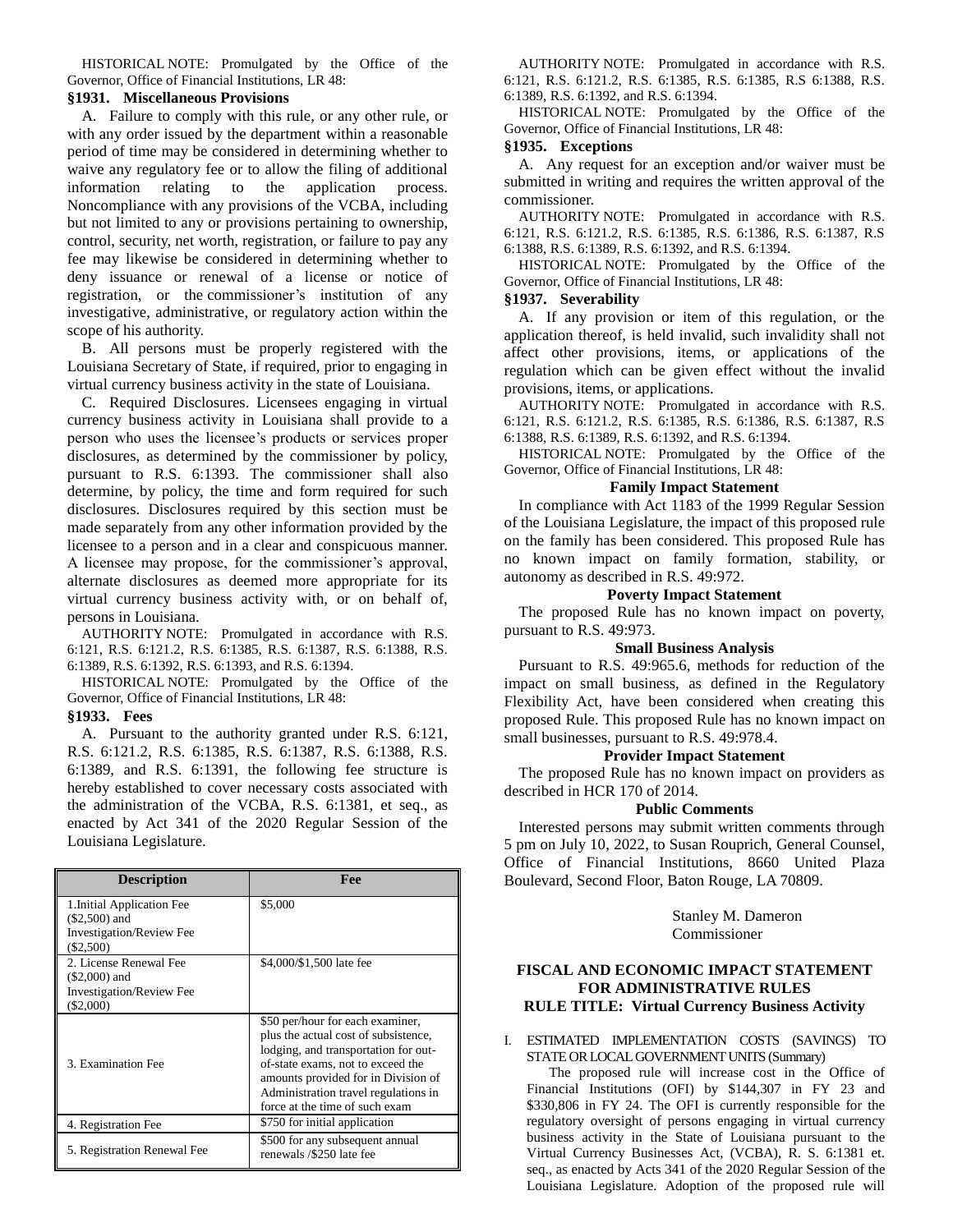HISTORICAL NOTE: Promulgated by the Office of the Governor, Office of Financial Institutions, LR 48:

### §1931. Miscellaneous Provisions

A. Failure to comply with this rule, or any other rule, or with any order issued by the department within a reasonable period of time may be considered in determining whether to waive any regulatory fee or to allow the filing of additional information relating to the application process. Noncompliance with any provisions of the VCBA, including but not limited to any or provisions pertaining to ownership, control, security, net worth, registration, or failure to pay any fee may likewise be considered in determining whether to deny issuance or renewal of a license or notice of registration, or the commissioner's institution of any investigative, administrative, or regulatory action within the scope of his authority.

B. All persons must be properly registered with the Louisiana Secretary of State, if required, prior to engaging in virtual currency business activity in the state of Louisiana.

C. Required Disclosures. Licensees engaging in virtual currency business activity in Louisiana shall provide to a person who uses the licensee's products or services proper disclosures, as determined by the commissioner by policy, pursuant to R.S. 6:1393. The commissioner shall also determine, by policy, the time and form required for such disclosures. Disclosures required by this section must be made separately from any other information provided by the licensee to a person and in a clear and conspicuous manner. A licensee may propose, for the commissioner's approval, alternate disclosures as deemed more appropriate for its virtual currency business activity with, or on behalf of, persons in Louisiana.

AUTHORITY NOTE: Promulgated in accordance with R.S. 6:121, R.S. 6:121.2, R.S. 6:1385, R.S. 6:1387, R.S. 6:1388, R.S. 6:1389, R.S. 6:1392, R.S. 6:1393, and R.S. 6:1394.

HISTORICAL NOTE: Promulgated by the Office of the Governor, Office of Financial Institutions, LR 48:

### §1933. Fees

A. Pursuant to the authority granted under R.S. 6:121, R.S. 6:121.2, R.S. 6:1385, R.S. 6:1387, R.S. 6:1388, R.S. 6:1389, and R.S. 6:1391, the following fee structure is hereby established to cover necessary costs associated with the administration of the VCBA, R.S. 6:1381, et seq., as enacted by Act 341 of the 2020 Regular Session of the Louisiana Legislature.

| Description | Fee |
|---|---|
| 1.Initial Application Fee ($2,500) and Investigation/Review Fee ($2,500) | $5,000 |
| 2. License Renewal Fee ($2,000) and Investigation/Review Fee ($2,000) | $4,000/$1,500 late fee |
| 3. Examination Fee | $50 per/hour for each examiner, plus the actual cost of subsistence, lodging, and transportation for out-of-state exams, not to exceed the amounts provided for in Division of Administration travel regulations in force at the time of such exam |
| 4. Registration Fee | $750 for initial application |
| 5. Registration Renewal Fee | $500 for any subsequent annual renewals /$250 late fee |

AUTHORITY NOTE: Promulgated in accordance with R.S. 6:121, R.S. 6:121.2, R.S. 6:1385, R.S. 6:1385, R.S 6:1388, R.S. 6:1389, R.S. 6:1392, and R.S. 6:1394.

HISTORICAL NOTE: Promulgated by the Office of the Governor, Office of Financial Institutions, LR 48:

### §1935. Exceptions

A. Any request for an exception and/or waiver must be submitted in writing and requires the written approval of the commissioner.

AUTHORITY NOTE: Promulgated in accordance with R.S. 6:121, R.S. 6:121.2, R.S. 6:1385, R.S. 6:1386, R.S. 6:1387, R.S 6:1388, R.S. 6:1389, R.S. 6:1392, and R.S. 6:1394.

HISTORICAL NOTE: Promulgated by the Office of the Governor, Office of Financial Institutions, LR 48:

### §1937. Severability

A. If any provision or item of this regulation, or the application thereof, is held invalid, such invalidity shall not affect other provisions, items, or applications of the regulation which can be given effect without the invalid provisions, items, or applications.

AUTHORITY NOTE: Promulgated in accordance with R.S. 6:121, R.S. 6:121.2, R.S. 6:1385, R.S. 6:1386, R.S. 6:1387, R.S 6:1388, R.S. 6:1389, R.S. 6:1392, and R.S. 6:1394.

HISTORICAL NOTE: Promulgated by the Office of the Governor, Office of Financial Institutions, LR 48:

**Family Impact Statement**

In compliance with Act 1183 of the 1999 Regular Session of the Louisiana Legislature, the impact of this proposed rule on the family has been considered. This proposed Rule has no known impact on family formation, stability, or autonomy as described in R.S. 49:972.

**Poverty Impact Statement**

The proposed Rule has no known impact on poverty, pursuant to R.S. 49:973.

**Small Business Analysis**

Pursuant to R.S. 49:965.6, methods for reduction of the impact on small business, as defined in the Regulatory Flexibility Act, have been considered when creating this proposed Rule. This proposed Rule has no known impact on small businesses, pursuant to R.S. 49:978.4.

**Provider Impact Statement**

The proposed Rule has no known impact on providers as described in HCR 170 of 2014.

**Public Comments**

Interested persons may submit written comments through 5 pm on July 10, 2022, to Susan Rouprich, General Counsel, Office of Financial Institutions, 8660 United Plaza Boulevard, Second Floor, Baton Rouge, LA 70809.

Stanley M. Dameron
Commissioner

**FISCAL AND ECONOMIC IMPACT STATEMENT FOR ADMINISTRATIVE RULES**
**RULE TITLE: Virtual Currency Business Activity**

I. ESTIMATED IMPLEMENTATION COSTS (SAVINGS) TO STATE OR LOCAL GOVERNMENT UNITS (Summary)

The proposed rule will increase cost in the Office of Financial Institutions (OFI) by $144,307 in FY 23 and $330,806 in FY 24. The OFI is currently responsible for the regulatory oversight of persons engaging in virtual currency business activity in the State of Louisiana pursuant to the Virtual Currency Businesses Act, (VCBA), R. S. 6:1381 et. seq., as enacted by Acts 341 of the 2020 Regular Session of the Louisiana Legislature. Adoption of the proposed rule will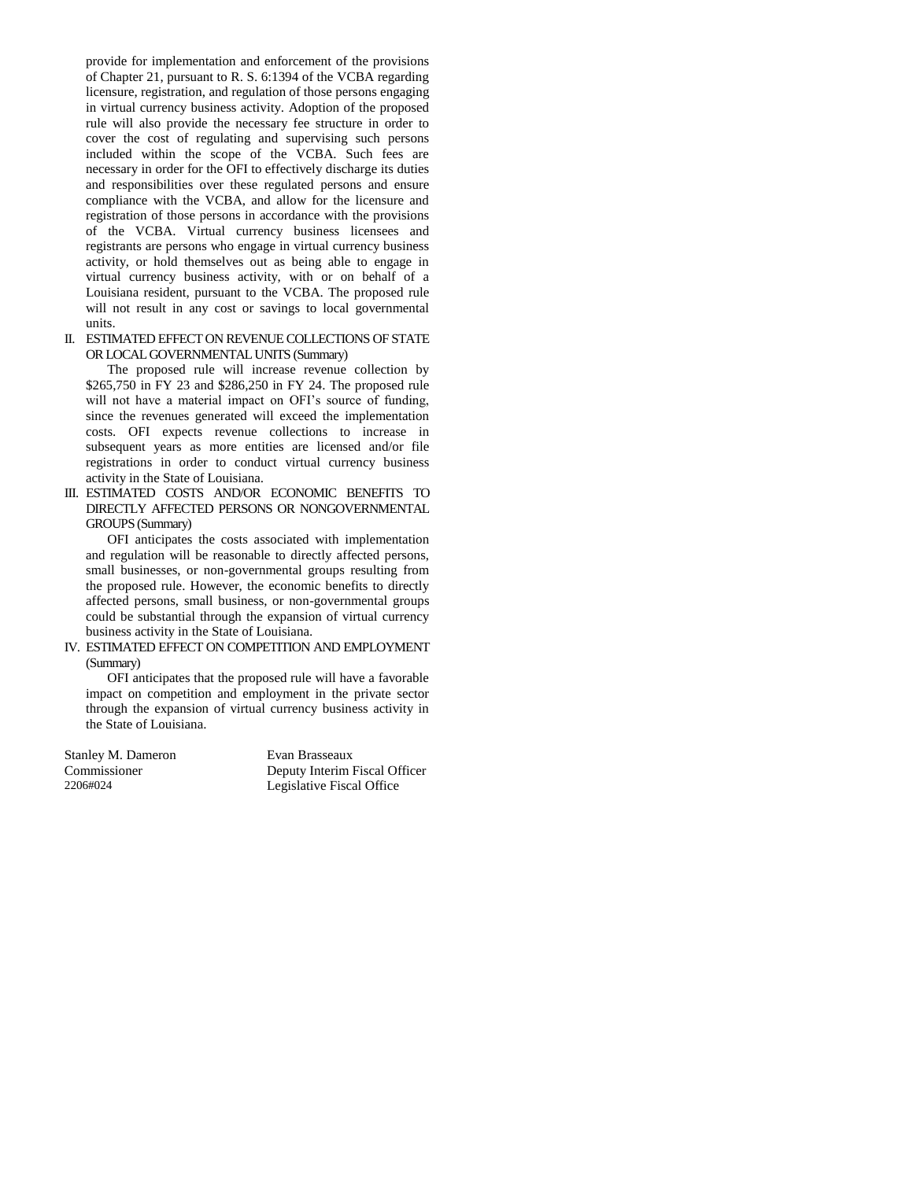provide for implementation and enforcement of the provisions of Chapter 21, pursuant to R. S. 6:1394 of the VCBA regarding licensure, registration, and regulation of those persons engaging in virtual currency business activity. Adoption of the proposed rule will also provide the necessary fee structure in order to cover the cost of regulating and supervising such persons included within the scope of the VCBA. Such fees are necessary in order for the OFI to effectively discharge its duties and responsibilities over these regulated persons and ensure compliance with the VCBA, and allow for the licensure and registration of those persons in accordance with the provisions of the VCBA. Virtual currency business licensees and registrants are persons who engage in virtual currency business activity, or hold themselves out as being able to engage in virtual currency business activity, with or on behalf of a Louisiana resident, pursuant to the VCBA. The proposed rule will not result in any cost or savings to local governmental units.

II. ESTIMATED EFFECT ON REVENUE COLLECTIONS OF STATE OR LOCAL GOVERNMENTAL UNITS (Summary)

The proposed rule will increase revenue collection by $265,750 in FY 23 and $286,250 in FY 24. The proposed rule will not have a material impact on OFI's source of funding, since the revenues generated will exceed the implementation costs. OFI expects revenue collections to increase in subsequent years as more entities are licensed and/or file registrations in order to conduct virtual currency business activity in the State of Louisiana.

III. ESTIMATED COSTS AND/OR ECONOMIC BENEFITS TO DIRECTLY AFFECTED PERSONS OR NONGOVERNMENTAL GROUPS (Summary)

OFI anticipates the costs associated with implementation and regulation will be reasonable to directly affected persons, small businesses, or non-governmental groups resulting from the proposed rule. However, the economic benefits to directly affected persons, small business, or non-governmental groups could be substantial through the expansion of virtual currency business activity in the State of Louisiana.

IV. ESTIMATED EFFECT ON COMPETITION AND EMPLOYMENT (Summary)

OFI anticipates that the proposed rule will have a favorable impact on competition and employment in the private sector through the expansion of virtual currency business activity in the State of Louisiana.

Stanley M. Dameron
Commissioner
2206#024

Evan Brasseaux
Deputy Interim Fiscal Officer
Legislative Fiscal Office